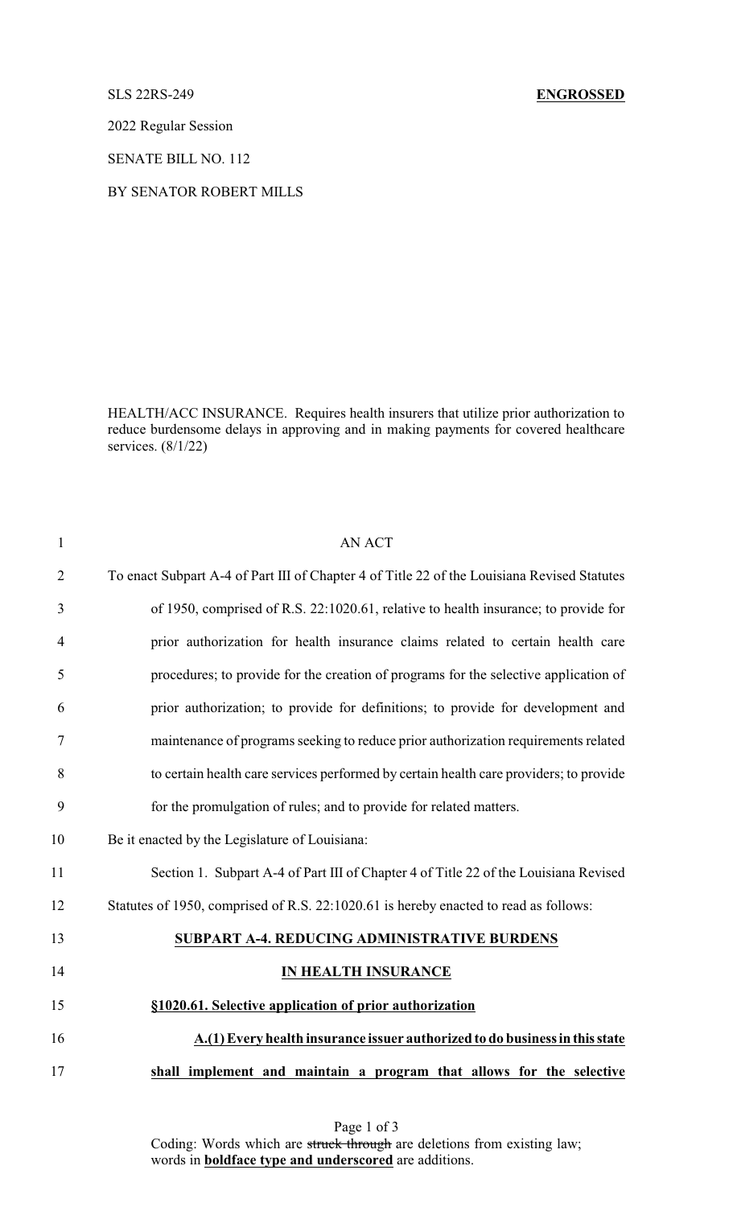SLS 22RS-249 **ENGROSSED**

2022 Regular Session

SENATE BILL NO. 112

BY SENATOR ROBERT MILLS

HEALTH/ACC INSURANCE. Requires health insurers that utilize prior authorization to reduce burdensome delays in approving and in making payments for covered healthcare services. (8/1/22)

AN ACT

To enact Subpart A-4 of Part III of Chapter 4 of Title 22 of the Louisiana Revised Statutes of 1950, comprised of R.S. 22:1020.61, relative to health insurance; to provide for prior authorization for health insurance claims related to certain health care procedures; to provide for the creation of programs for the selective application of prior authorization; to provide for definitions; to provide for development and maintenance of programs seeking to reduce prior authorization requirements related to certain health care services performed by certain health care providers; to provide for the promulgation of rules; and to provide for related matters.

Be it enacted by the Legislature of Louisiana:

Section 1. Subpart A-4 of Part III of Chapter 4 of Title 22 of the Louisiana Revised Statutes of 1950, comprised of R.S. 22:1020.61 is hereby enacted to read as follows:

**SUBPART A-4. REDUCING ADMINISTRATIVE BURDENS IN HEALTH INSURANCE**

**§1020.61. Selective application of prior authorization**

**A.(1) Every health insurance issuer authorized to do business in this state shall implement and maintain a program that allows for the selective**

Coding: Words which are ~~struck through~~ are deletions from existing law; words in **boldface type and underscored** are additions.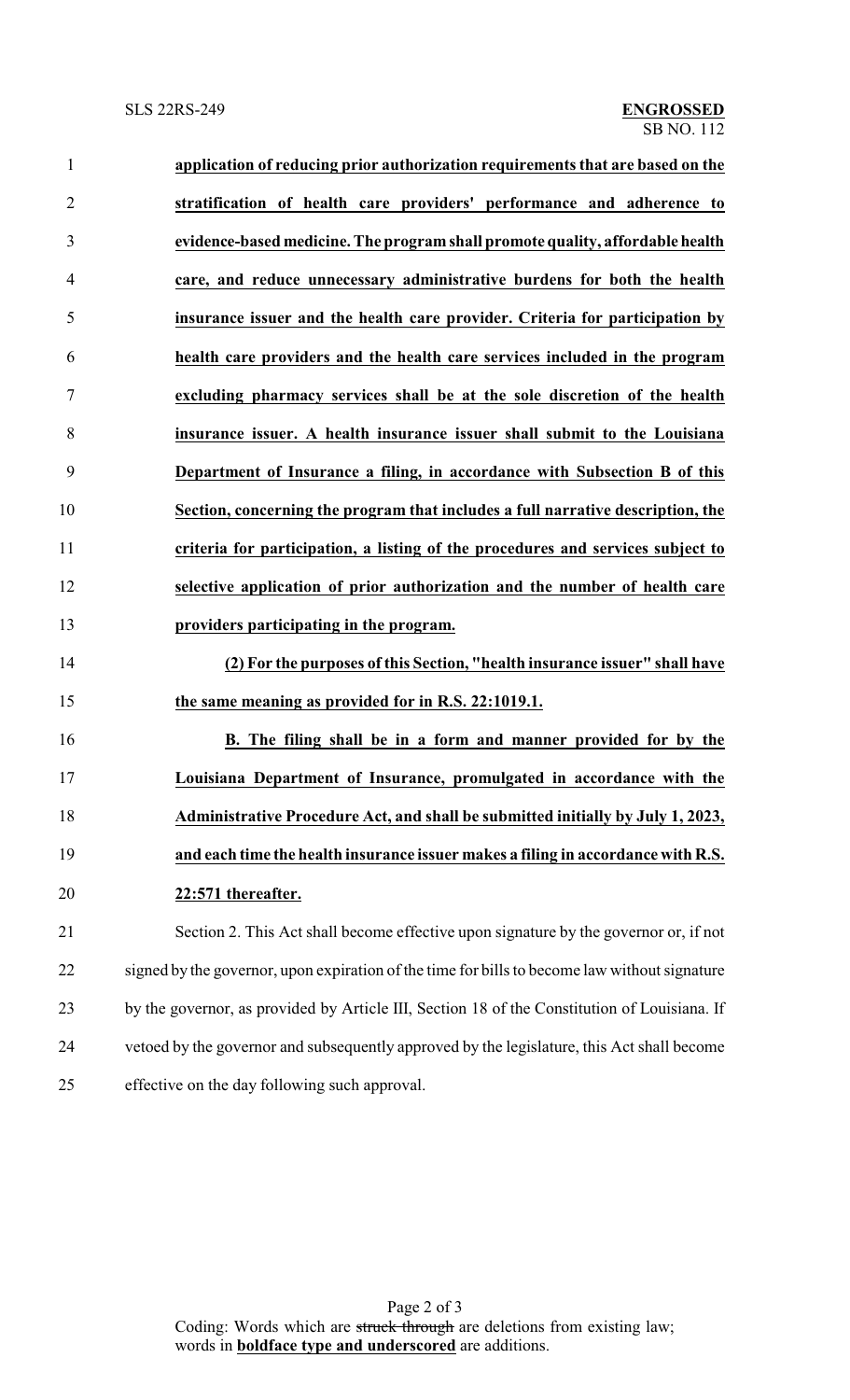**application of reducing prior authorization requirements that are based on the stratification of health care providers' performance and adherence to evidence-based medicine. The program shall promote quality, affordable health care, and reduce unnecessary administrative burdens for both the health insurance issuer and the health care provider. Criteria for participation by health care providers and the health care services included in the program excluding pharmacy services shall be at the sole discretion of the health insurance issuer. A health insurance issuer shall submit to the Louisiana Department of Insurance a filing, in accordance with Subsection B of this Section, concerning the program that includes a full narrative description, the criteria for participation, a listing of the procedures and services subject to selective application of prior authorization and the number of health care providers participating in the program.**

**(2) For the purposes of this Section, "health insurance issuer" shall have the same meaning as provided for in R.S. 22:1019.1.**

**B. The filing shall be in a form and manner provided for by the Louisiana Department of Insurance, promulgated in accordance with the Administrative Procedure Act, and shall be submitted initially by July 1, 2023, and each time the health insurance issuer makes a filing in accordance with R.S. 22:571 thereafter.**

Section 2. This Act shall become effective upon signature by the governor or, if not signed by the governor, upon expiration of the time for bills to become law without signature by the governor, as provided by Article III, Section 18 of the Constitution of Louisiana. If vetoed by the governor and subsequently approved by the legislature, this Act shall become effective on the day following such approval.

Coding: Words which are ~~struck through~~ are deletions from existing law; words in **boldface type and underscored** are additions.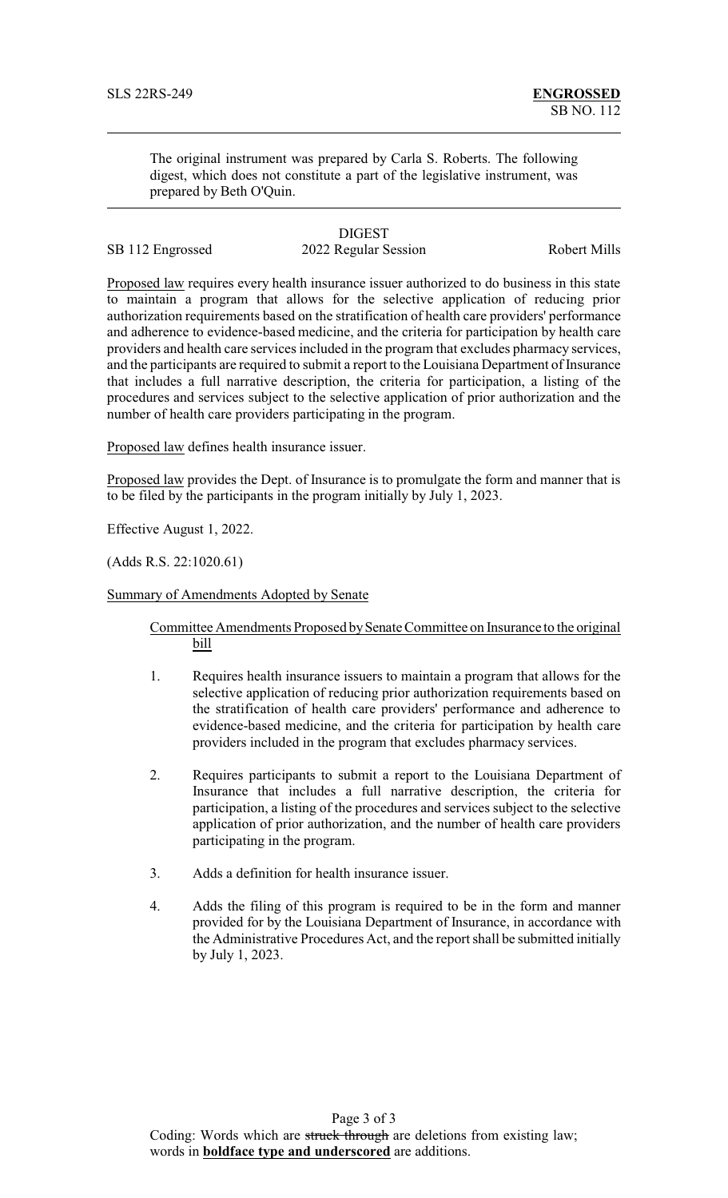SLS 22RS-249 **ENGROSSED**
SB NO. 112

The original instrument was prepared by Carla S. Roberts. The following digest, which does not constitute a part of the legislative instrument, was prepared by Beth O'Quin.

DIGEST

SB 112 Engrossed 2022 Regular Session Robert Mills

Proposed law requires every health insurance issuer authorized to do business in this state to maintain a program that allows for the selective application of reducing prior authorization requirements based on the stratification of health care providers' performance and adherence to evidence-based medicine, and the criteria for participation by health care providers and health care services included in the program that excludes pharmacy services, and the participants are required to submit a report to the Louisiana Department of Insurance that includes a full narrative description, the criteria for participation, a listing of the procedures and services subject to the selective application of prior authorization and the number of health care providers participating in the program.

Proposed law defines health insurance issuer.

Proposed law provides the Dept. of Insurance is to promulgate the form and manner that is to be filed by the participants in the program initially by July 1, 2023.

Effective August 1, 2022.

(Adds R.S. 22:1020.61)

Summary of Amendments Adopted by Senate

Committee Amendments Proposed by Senate Committee on Insurance to the original bill

1. Requires health insurance issuers to maintain a program that allows for the selective application of reducing prior authorization requirements based on the stratification of health care providers' performance and adherence to evidence-based medicine, and the criteria for participation by health care providers included in the program that excludes pharmacy services.
2. Requires participants to submit a report to the Louisiana Department of Insurance that includes a full narrative description, the criteria for participation, a listing of the procedures and services subject to the selective application of prior authorization, and the number of health care providers participating in the program.
3. Adds a definition for health insurance issuer.
4. Adds the filing of this program is required to be in the form and manner provided for by the Louisiana Department of Insurance, in accordance with the Administrative Procedures Act, and the report shall be submitted initially by July 1, 2023.

Coding: Words which are ~~struck through~~ are deletions from existing law; words in **boldface type and underscored** are additions.